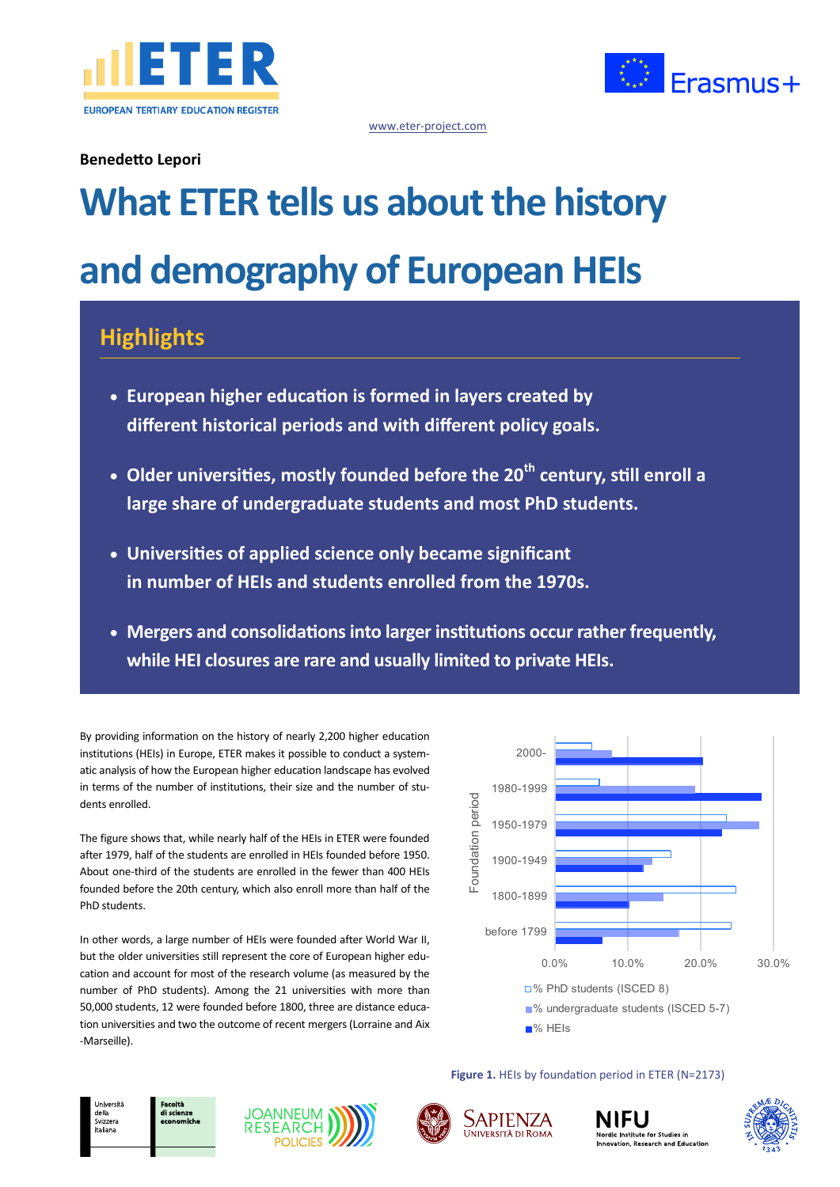www.eter-project.com

**Benedetto Lepori**

# What ETER tells us about the history and demography of European HEIs

## Highlights

- **European higher education is formed in layers created by different historical periods and with different policy goals.**
- **Older universities, mostly founded before the 20th century, still enroll a large share of undergraduate students and most PhD students.**
- **Universities of applied science only became significant in number of HEIs and students enrolled from the 1970s.**
- **Mergers and consolidations into larger institutions occur rather frequently, while HEI closures are rare and usually limited to private HEIs.**

By providing information on the history of nearly 2,200 higher education institutions (HEIs) in Europe, ETER makes it possible to conduct a systematic analysis of how the European higher education landscape has evolved in terms of the number of institutions, their size and the number of students enrolled.

The figure shows that, while nearly half of the HEIs in ETER were founded after 1979, half of the students are enrolled in HEIs founded before 1950. About one-third of the students are enrolled in the fewer than 400 HEIs founded before the 20th century, which also enroll more than half of the PhD students.

In other words, a large number of HEIs were founded after World War II, but the older universities still represent the core of European higher education and account for most of the research volume (as measured by the number of PhD students). Among the 21 universities with more than 50,000 students, 12 were founded before 1800, three are distance education universities and two the outcome of recent mergers (Lorraine and Aix-Marseille).

**Figure 1.** HEIs by foundation period in ETER (N=2173)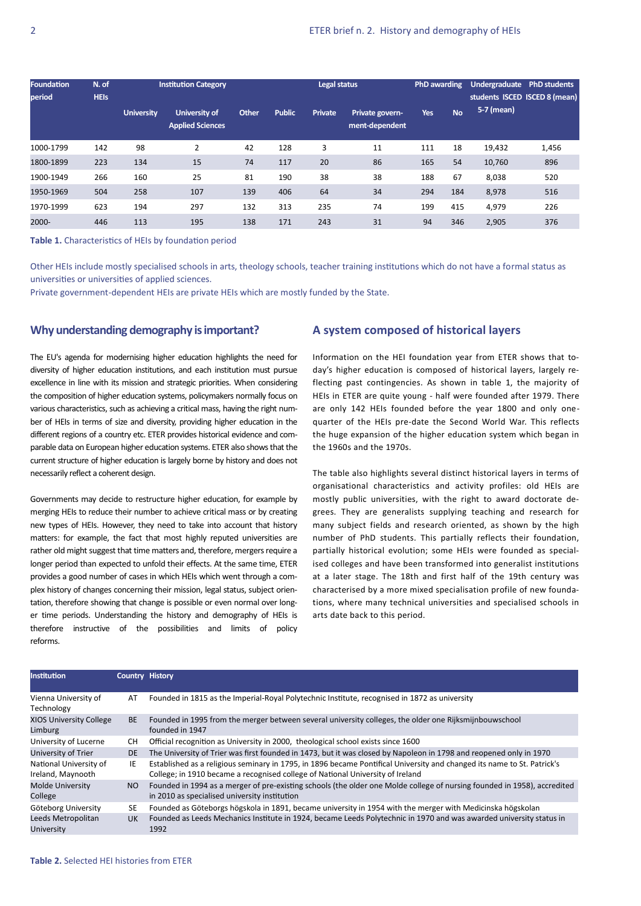| Foundation period | N. of HEIs | Institution Category | | | Legal status | | | PhD awarding | | Undergraduate students ISCED 5-7 (mean) | PhD students ISCED 8 (mean) |
|---|---|---|---|---|---|---|---|---|---|---|---|
| | | University | University of Applied Sciences | Other | Public | Private | Private government-dependent | Yes | No | | |
| 1000-1799 | 142 | 98 | 2 | 42 | 128 | 3 | 11 | 111 | 18 | 19,432 | 1,456 |
| 1800-1899 | 223 | 134 | 15 | 74 | 117 | 20 | 86 | 165 | 54 | 10,760 | 896 |
| 1900-1949 | 266 | 160 | 25 | 81 | 190 | 38 | 38 | 188 | 67 | 8,038 | 520 |
| 1950-1969 | 504 | 258 | 107 | 139 | 406 | 64 | 34 | 294 | 184 | 8,978 | 516 |
| 1970-1999 | 623 | 194 | 297 | 132 | 313 | 235 | 74 | 199 | 415 | 4,979 | 226 |
| 2000- | 446 | 113 | 195 | 138 | 171 | 243 | 31 | 94 | 346 | 2,905 | 376 |

**Table 1.** Characteristics of HEIs by foundation period

Other HEIs include mostly specialised schools in arts, theology schools, teacher training institutions which do not have a formal status as universities or universities of applied sciences.
Private government-dependent HEIs are private HEIs which are mostly funded by the State.

## Why understanding demography is important?

The EU's agenda for modernising higher education highlights the need for diversity of higher education institutions, and each institution must pursue excellence in line with its mission and strategic priorities. When considering the composition of higher education systems, policymakers normally focus on various characteristics, such as achieving a critical mass, having the right number of HEIs in terms of size and diversity, providing higher education in the different regions of a country etc. ETER provides historical evidence and comparable data on European higher education systems. ETER also shows that the current structure of higher education is largely borne by history and does not necessarily reflect a coherent design.

Governments may decide to restructure higher education, for example by merging HEIs to reduce their number to achieve critical mass or by creating new types of HEIs. However, they need to take into account that history matters: for example, the fact that most highly reputed universities are rather old might suggest that time matters and, therefore, mergers require a longer period than expected to unfold their effects. At the same time, ETER provides a good number of cases in which HEIs which went through a complex history of changes concerning their mission, legal status, subject orientation, therefore showing that change is possible or even normal over longer time periods. Understanding the history and demography of HEIs is therefore instructive of the possibilities and limits of policy reforms.

## A system composed of historical layers

Information on the HEI foundation year from ETER shows that today's higher education is composed of historical layers, largely reflecting past contingencies. As shown in table 1, the majority of HEIs in ETER are quite young - half were founded after 1979. There are only 142 HEIs founded before the year 1800 and only one-quarter of the HEIs pre-date the Second World War. This reflects the huge expansion of the higher education system which began in the 1960s and the 1970s.

The table also highlights several distinct historical layers in terms of organisational characteristics and activity profiles: old HEIs are mostly public universities, with the right to award doctorate degrees. They are generalists supplying teaching and research for many subject fields and research oriented, as shown by the high number of PhD students. This partially reflects their foundation, partially historical evolution; some HEIs were founded as specialised colleges and have been transformed into generalist institutions at a later stage. The 18th and first half of the 19th century was characterised by a more mixed specialisation profile of new foundations, where many technical universities and specialised schools in arts date back to this period.

| Institution | Country | History |
|---|---|---|
| Vienna University of Technology | AT | Founded in 1815 as the Imperial-Royal Polytechnic Institute, recognised in 1872 as university |
| XIOS University College Limburg | BE | Founded in 1995 from the merger between several university colleges, the older one Rijksmijnbouwschool founded in 1947 |
| University of Lucerne | CH | Official recognition as University in 2000, theological school exists since 1600 |
| University of Trier | DE | The University of Trier was first founded in 1473, but it was closed by Napoleon in 1798 and reopened only in 1970 |
| National University of Ireland, Maynooth | IE | Established as a religious seminary in 1795, in 1896 became Pontifical University and changed its name to St. Patrick's College; in 1910 became a recognised college of National University of Ireland |
| Molde University College | NO | Founded in 1994 as a merger of pre-existing schools (the older one Molde college of nursing founded in 1958), accredited in 2010 as specialised university institution |
| Göteborg University | SE | Founded as Göteborgs högskola in 1891, became university in 1954 with the merger with Medicinska högskolan |
| Leeds Metropolitan University | UK | Founded as Leeds Mechanics Institute in 1924, became Leeds Polytechnic in 1970 and was awarded university status in 1992 |

**Table 2.** Selected HEI histories from ETER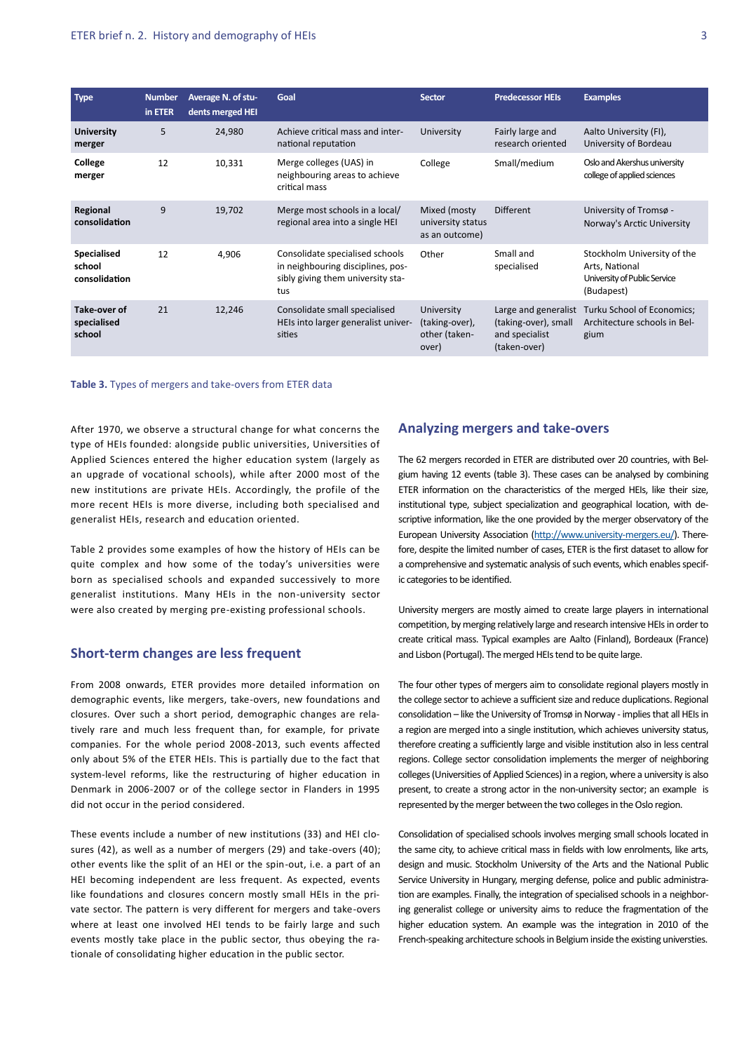| Type | Number in ETER | Average N. of students merged HEI | Goal | Sector | Predecessor HEIs | Examples |
|---|---|---|---|---|---|---|
| **University merger** | 5 | 24,980 | Achieve critical mass and international reputation | University | Fairly large and research oriented | Aalto University (FI), University of Bordeau |
| **College merger** | 12 | 10,331 | Merge colleges (UAS) in neighbouring areas to achieve critical mass | College | Small/medium | Oslo and Akershus university college of applied sciences |
| **Regional consolidation** | 9 | 19,702 | Merge most schools in a local/regional area into a single HEI | Mixed (mosty university status as an outcome) | Different | University of Tromsø - Norway's Arctic University |
| **Specialised school consolidation** | 12 | 4,906 | Consolidate specialised schools in neighbouring disciplines, possibly giving them university status | Other | Small and specialised | Stockholm University of the Arts, National University of Public Service (Budapest) |
| **Take-over of specialised school** | 21 | 12,246 | Consolidate small specialised HEIs into larger generalist universities | University (taking-over), other (taken-over) | Large and generalist (taking-over), small and specialist (taken-over) | Turku School of Economics; Architecture schools in Belgium |

**Table 3.** Types of mergers and take-overs from ETER data

After 1970, we observe a structural change for what concerns the type of HEIs founded: alongside public universities, Universities of Applied Sciences entered the higher education system (largely as an upgrade of vocational schools), while after 2000 most of the new institutions are private HEIs. Accordingly, the profile of the more recent HEIs is more diverse, including both specialised and generalist HEIs, research and education oriented.

Table 2 provides some examples of how the history of HEIs can be quite complex and how some of the today's universities were born as specialised schools and expanded successively to more generalist institutions. Many HEIs in the non-university sector were also created by merging pre-existing professional schools.

## Short-term changes are less frequent

From 2008 onwards, ETER provides more detailed information on demographic events, like mergers, take-overs, new foundations and closures. Over such a short period, demographic changes are relatively rare and much less frequent than, for example, for private companies. For the whole period 2008-2013, such events affected only about 5% of the ETER HEIs. This is partially due to the fact that system-level reforms, like the restructuring of higher education in Denmark in 2006-2007 or of the college sector in Flanders in 1995 did not occur in the period considered.

These events include a number of new institutions (33) and HEI closures (42), as well as a number of mergers (29) and take-overs (40); other events like the split of an HEI or the spin-out, i.e. a part of an HEI becoming independent are less frequent. As expected, events like foundations and closures concern mostly small HEIs in the private sector. The pattern is very different for mergers and take-overs where at least one involved HEI tends to be fairly large and such events mostly take place in the public sector, thus obeying the rationale of consolidating higher education in the public sector.

## Analyzing mergers and take-overs

The 62 mergers recorded in ETER are distributed over 20 countries, with Belgium having 12 events (table 3). These cases can be analysed by combining ETER information on the characteristics of the merged HEIs, like their size, institutional type, subject specialization and geographical location, with descriptive information, like the one provided by the merger observatory of the European University Association (http://www.university-mergers.eu/). Therefore, despite the limited number of cases, ETER is the first dataset to allow for a comprehensive and systematic analysis of such events, which enables specific categories to be identified.

University mergers are mostly aimed to create large players in international competition, by merging relatively large and research intensive HEIs in order to create critical mass. Typical examples are Aalto (Finland), Bordeaux (France) and Lisbon (Portugal). The merged HEIs tend to be quite large.

The four other types of mergers aim to consolidate regional players mostly in the college sector to achieve a sufficient size and reduce duplications. Regional consolidation – like the University of Tromsø in Norway - implies that all HEIs in a region are merged into a single institution, which achieves university status, therefore creating a sufficiently large and visible institution also in less central regions. College sector consolidation implements the merger of neighboring colleges (Universities of Applied Sciences) in a region, where a university is also present, to create a strong actor in the non-university sector; an example is represented by the merger between the two colleges in the Oslo region.

Consolidation of specialised schools involves merging small schools located in the same city, to achieve critical mass in fields with low enrolments, like arts, design and music. Stockholm University of the Arts and the National Public Service University in Hungary, merging defense, police and public administration are examples. Finally, the integration of specialised schools in a neighboring generalist college or university aims to reduce the fragmentation of the higher education system. An example was the integration in 2010 of the French-speaking architecture schools in Belgium inside the existing universities.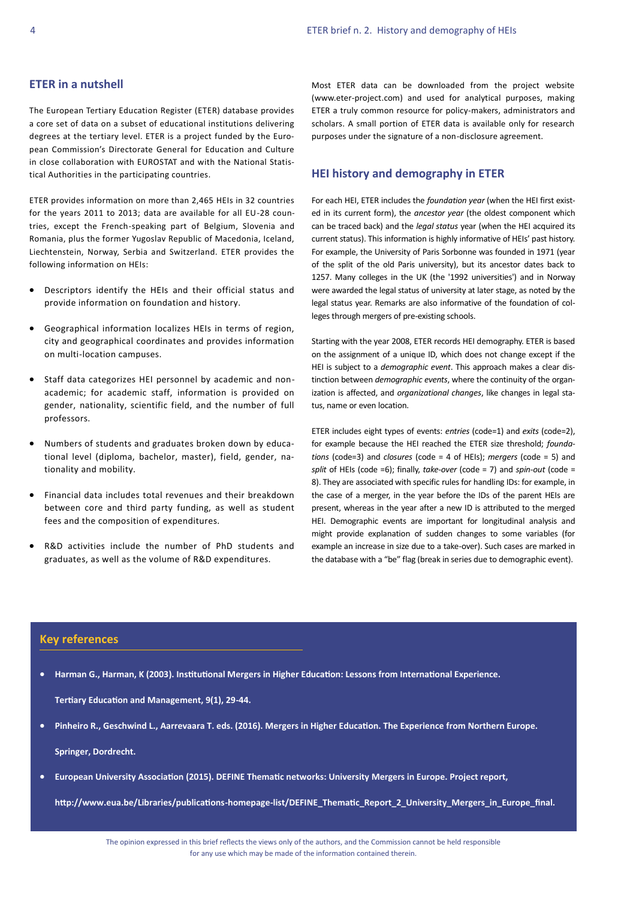## ETER in a nutshell

The European Tertiary Education Register (ETER) database provides a core set of data on a subset of educational institutions delivering degrees at the tertiary level. ETER is a project funded by the European Commission's Directorate General for Education and Culture in close collaboration with EUROSTAT and with the National Statistical Authorities in the participating countries.

ETER provides information on more than 2,465 HEIs in 32 countries for the years 2011 to 2013; data are available for all EU-28 countries, except the French-speaking part of Belgium, Slovenia and Romania, plus the former Yugoslav Republic of Macedonia, Iceland, Liechtenstein, Norway, Serbia and Switzerland. ETER provides the following information on HEIs:

- Descriptors identify the HEIs and their official status and provide information on foundation and history.
- Geographical information localizes HEIs in terms of region, city and geographical coordinates and provides information on multi-location campuses.
- Staff data categorizes HEI personnel by academic and non-academic; for academic staff, information is provided on gender, nationality, scientific field, and the number of full professors.
- Numbers of students and graduates broken down by educational level (diploma, bachelor, master), field, gender, nationality and mobility.
- Financial data includes total revenues and their breakdown between core and third party funding, as well as student fees and the composition of expenditures.
- R&D activities include the number of PhD students and graduates, as well as the volume of R&D expenditures.

Most ETER data can be downloaded from the project website (www.eter-project.com) and used for analytical purposes, making ETER a truly common resource for policy-makers, administrators and scholars. A small portion of ETER data is available only for research purposes under the signature of a non-disclosure agreement.

## HEI history and demography in ETER

For each HEI, ETER includes the *foundation year* (when the HEI first existed in its current form), the *ancestor year* (the oldest component which can be traced back) and the *legal status* year (when the HEI acquired its current status). This information is highly informative of HEIs' past history. For example, the University of Paris Sorbonne was founded in 1971 (year of the split of the old Paris university), but its ancestor dates back to 1257. Many colleges in the UK (the '1992 universities') and in Norway were awarded the legal status of university at later stage, as noted by the legal status year. Remarks are also informative of the foundation of colleges through mergers of pre-existing schools.

Starting with the year 2008, ETER records HEI demography. ETER is based on the assignment of a unique ID, which does not change except if the HEI is subject to a *demographic event*. This approach makes a clear distinction between *demographic events*, where the continuity of the organization is affected, and *organizational changes*, like changes in legal status, name or even location.

ETER includes eight types of events: *entries* (code=1) and *exits* (code=2), for example because the HEI reached the ETER size threshold; *foundations* (code=3) and *closures* (code = 4 of HEIs); *mergers* (code = 5) and *split* of HEIs (code =6); finally, *take-over* (code = 7) and *spin-out* (code = 8). They are associated with specific rules for handling IDs: for example, in the case of a merger, in the year before the IDs of the parent HEIs are present, whereas in the year after a new ID is attributed to the merged HEI. Demographic events are important for longitudinal analysis and might provide explanation of sudden changes to some variables (for example an increase in size due to a take-over). Such cases are marked in the database with a "be" flag (break in series due to demographic event).

## Key references

- **Harman G., Harman, K (2003). Institutional Mergers in Higher Education: Lessons from International Experience. Tertiary Education and Management, 9(1), 29-44.**
- **Pinheiro R., Geschwind L., Aarrevaara T. eds. (2016). Mergers in Higher Education. The Experience from Northern Europe. Springer, Dordrecht.**
- **European University Association (2015). DEFINE Thematic networks: University Mergers in Europe. Project report, http://www.eua.be/Libraries/publications-homepage-list/DEFINE_Thematic_Report_2_University_Mergers_in_Europe_final.**

The opinion expressed in this brief reflects the views only of the authors, and the Commission cannot be held responsible for any use which may be made of the information contained therein.